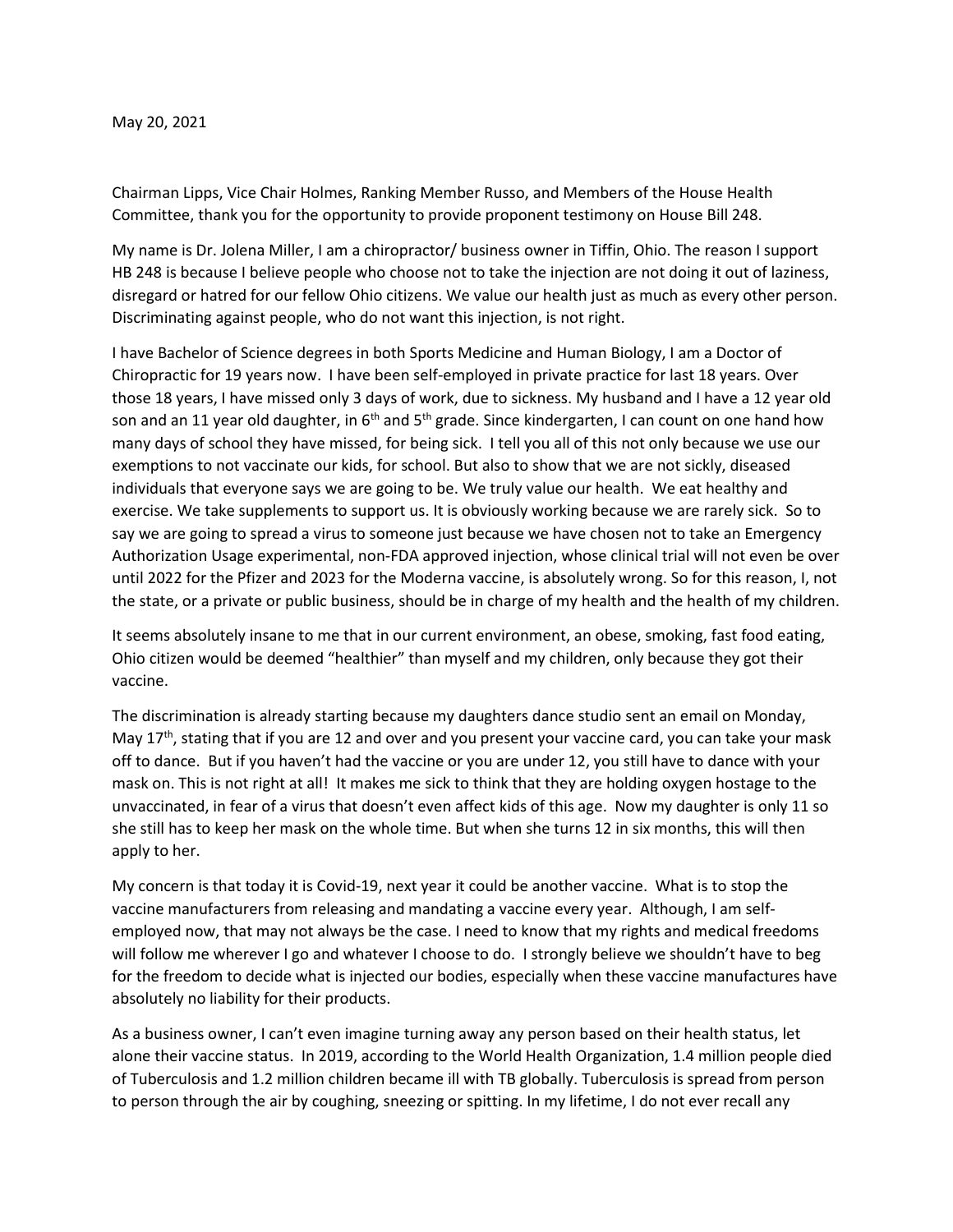May 20, 2021

Chairman Lipps, Vice Chair Holmes, Ranking Member Russo, and Members of the House Health Committee, thank you for the opportunity to provide proponent testimony on House Bill 248.

My name is Dr. Jolena Miller, I am a chiropractor/ business owner in Tiffin, Ohio. The reason I support HB 248 is because I believe people who choose not to take the injection are not doing it out of laziness, disregard or hatred for our fellow Ohio citizens. We value our health just as much as every other person. Discriminating against people, who do not want this injection, is not right.

I have Bachelor of Science degrees in both Sports Medicine and Human Biology, I am a Doctor of Chiropractic for 19 years now. I have been self-employed in private practice for last 18 years. Over those 18 years, I have missed only 3 days of work, due to sickness. My husband and I have a 12 year old son and an 11 year old daughter, in 6th and 5th grade. Since kindergarten, I can count on one hand how many days of school they have missed, for being sick. I tell you all of this not only because we use our exemptions to not vaccinate our kids, for school. But also to show that we are not sickly, diseased individuals that everyone says we are going to be. We truly value our health. We eat healthy and exercise. We take supplements to support us. It is obviously working because we are rarely sick. So to say we are going to spread a virus to someone just because we have chosen not to take an Emergency Authorization Usage experimental, non-FDA approved injection, whose clinical trial will not even be over until 2022 for the Pfizer and 2023 for the Moderna vaccine, is absolutely wrong. So for this reason, I, not the state, or a private or public business, should be in charge of my health and the health of my children.

It seems absolutely insane to me that in our current environment, an obese, smoking, fast food eating, Ohio citizen would be deemed "healthier" than myself and my children, only because they got their vaccine.

The discrimination is already starting because my daughters dance studio sent an email on Monday, May 17th, stating that if you are 12 and over and you present your vaccine card, you can take your mask off to dance. But if you haven't had the vaccine or you are under 12, you still have to dance with your mask on. This is not right at all! It makes me sick to think that they are holding oxygen hostage to the unvaccinated, in fear of a virus that doesn't even affect kids of this age. Now my daughter is only 11 so she still has to keep her mask on the whole time. But when she turns 12 in six months, this will then apply to her.

My concern is that today it is Covid-19, next year it could be another vaccine. What is to stop the vaccine manufacturers from releasing and mandating a vaccine every year. Although, I am self-employed now, that may not always be the case. I need to know that my rights and medical freedoms will follow me wherever I go and whatever I choose to do. I strongly believe we shouldn't have to beg for the freedom to decide what is injected our bodies, especially when these vaccine manufactures have absolutely no liability for their products.

As a business owner, I can't even imagine turning away any person based on their health status, let alone their vaccine status. In 2019, according to the World Health Organization, 1.4 million people died of Tuberculosis and 1.2 million children became ill with TB globally. Tuberculosis is spread from person to person through the air by coughing, sneezing or spitting. In my lifetime, I do not ever recall any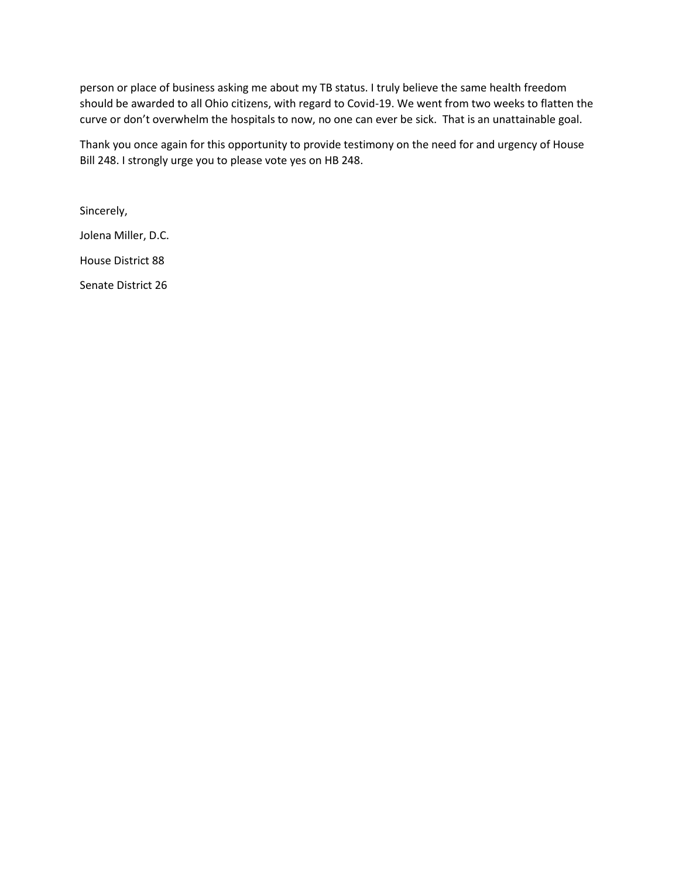person or place of business asking me about my TB status. I truly believe the same health freedom should be awarded to all Ohio citizens, with regard to Covid-19. We went from two weeks to flatten the curve or don't overwhelm the hospitals to now, no one can ever be sick. That is an unattainable goal.

Thank you once again for this opportunity to provide testimony on the need for and urgency of House Bill 248. I strongly urge you to please vote yes on HB 248.

Sincerely,

Jolena Miller, D.C.

House District 88

Senate District 26